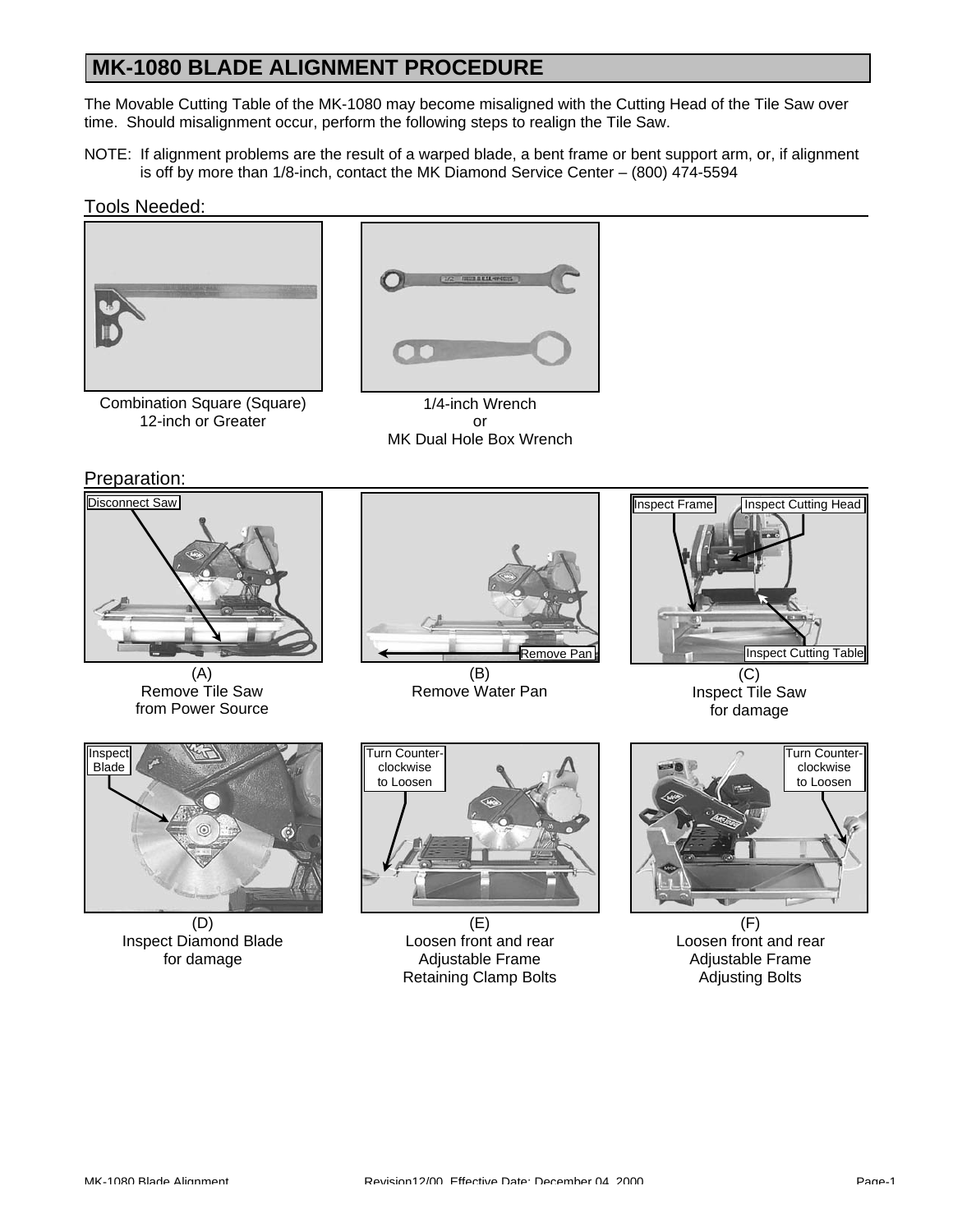# MK-1080 BLADE ALIGNMENT PROCEDURE

The Movable Cutting Table of the MK-1080 may become misaligned with the Cutting Head of the Tile Saw over time. Should misalignment occur, perform the following steps to realign the Tile Saw.

NOTE: If alignment problems are the result of a warped blade, a bent frame or bent support arm, or, if alignment is off by more than 1/8-inch, contact the MK Diamond Service Center – (800) 474-5594

## Tools Needed:

Combination Square (Square)
12-inch or Greater

1/4-inch Wrench
or
MK Dual Hole Box Wrench

## Preparation:

Disconnect Saw

(A)
Remove Tile Saw
from Power Source

Remove Pan

(B)
Remove Water Pan

Inspect Frame

Inspect Cutting Head

Inspect Cutting Table

(C)
Inspect Tile Saw
for damage

Inspect Blade

(D)
Inspect Diamond Blade
for damage

Turn Counter-clockwise to Loosen

(E)
Loosen front and rear
Adjustable Frame
Retaining Clamp Bolts

Turn Counter-clockwise to Loosen

(F)
Loosen front and rear
Adjustable Frame
Adjusting Bolts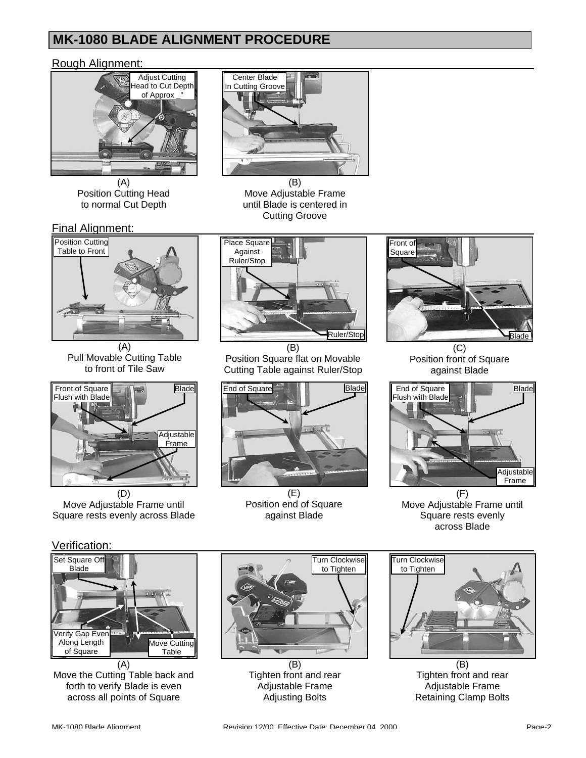# MK-1080 BLADE ALIGNMENT PROCEDURE

## Rough Alignment:

Adjust Cutting Head to Cut Depth of Approx _"

(A)
Position Cutting Head to normal Cut Depth

Center Blade In Cutting Groove

(B)
Move Adjustable Frame until Blade is centered in Cutting Groove

## Final Alignment:

Position Cutting Table to Front

(A)
Pull Movable Cutting Table to front of Tile Saw

Place Square Against Ruler/Stop

Ruler/Stop

(B)
Position Square flat on Movable Cutting Table against Ruler/Stop

Front of Square

Blade

(C)
Position front of Square against Blade

Front of Square Flush with Blade

Blade

Adjustable Frame

(D)
Move Adjustable Frame until Square rests evenly across Blade

End of Square

Blade

(E)
Position end of Square against Blade

End of Square Flush with Blade

Blade

Adjustable Frame

(F)
Move Adjustable Frame until Square rests evenly across Blade

## Verification:

Set Square Off Blade

Verify Gap Even Along Length of Square

Move Cutting Table

(A)
Move the Cutting Table back and forth to verify Blade is even across all points of Square

Turn Clockwise to Tighten

(B)
Tighten front and rear Adjustable Frame Adjusting Bolts

Turn Clockwise to Tighten

(B)
Tighten front and rear Adjustable Frame Retaining Clamp Bolts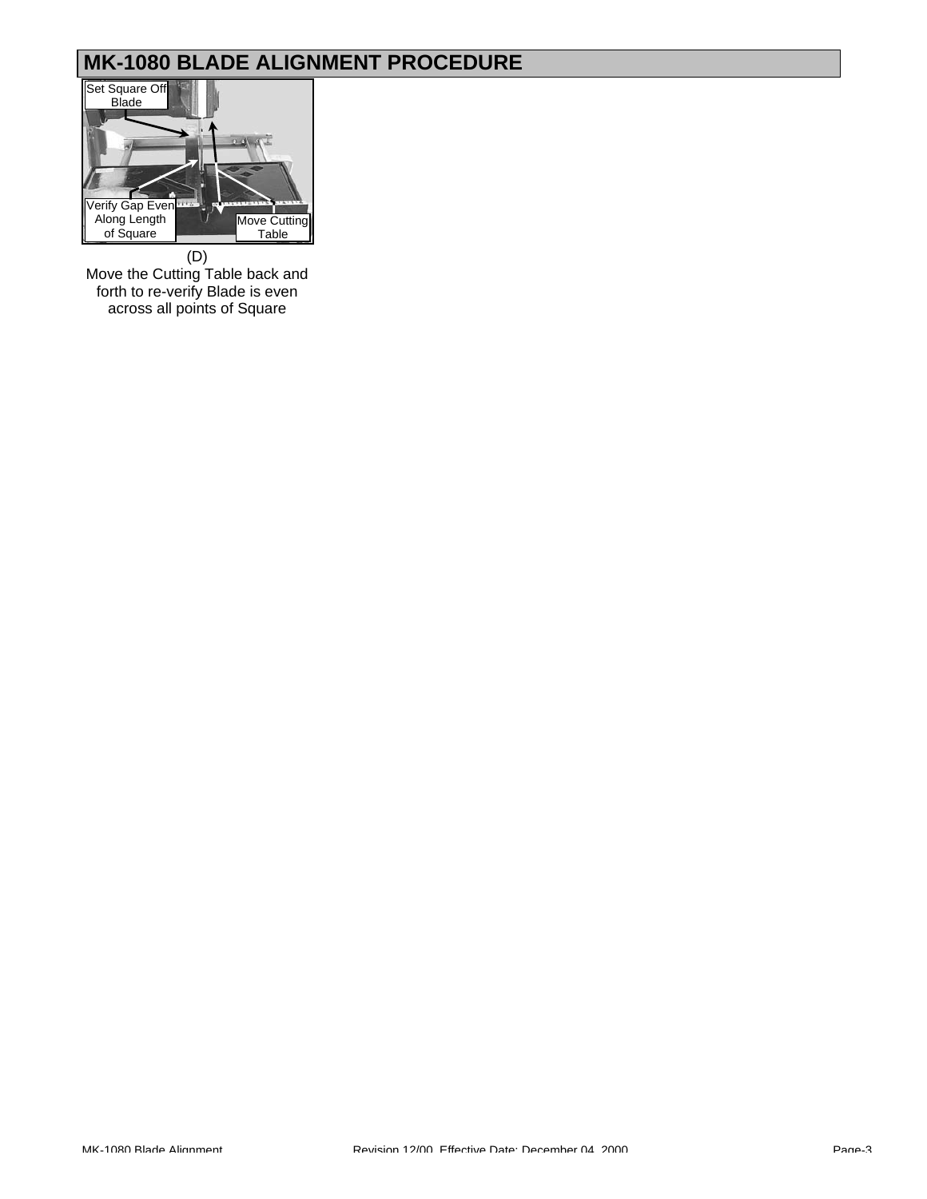# MK-1080 BLADE ALIGNMENT PROCEDURE

Set Square Off Blade

Verify Gap Even Along Length of Square

Move Cutting Table

(D)

Move the Cutting Table back and forth to re-verify Blade is even across all points of Square